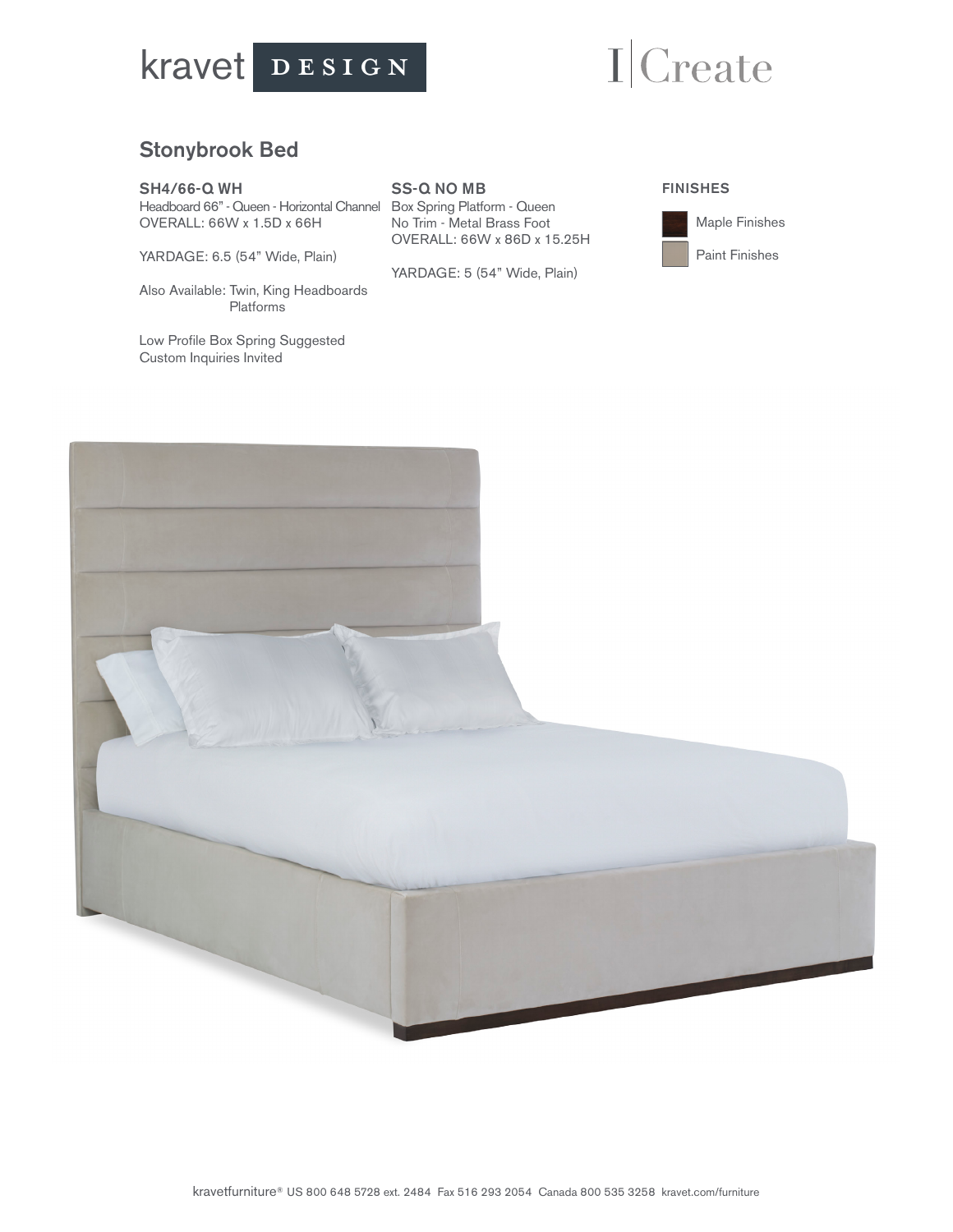kravet DESIGN

I|Create

# Stonybrook Bed

**SH4/66-Q WH**
Headboard 66" - Queen - Horizontal Channel
OVERALL: 66W x 1.5D x 66H

YARDAGE: 6.5 (54" Wide, Plain)

Also Available: Twin, King Headboards
Platforms

Low Profile Box Spring Suggested
Custom Inquiries Invited

**SS-Q NO MB**
Box Spring Platform - Queen
No Trim - Metal Brass Foot
OVERALL: 66W x 86D x 15.25H

YARDAGE: 5 (54" Wide, Plain)

**FINISHES**

- Maple Finishes
- Paint Finishes

kravetfurniture® US 800 648 5728 ext. 2484 Fax 516 293 2054 Canada 800 535 3258 kravet.com/furniture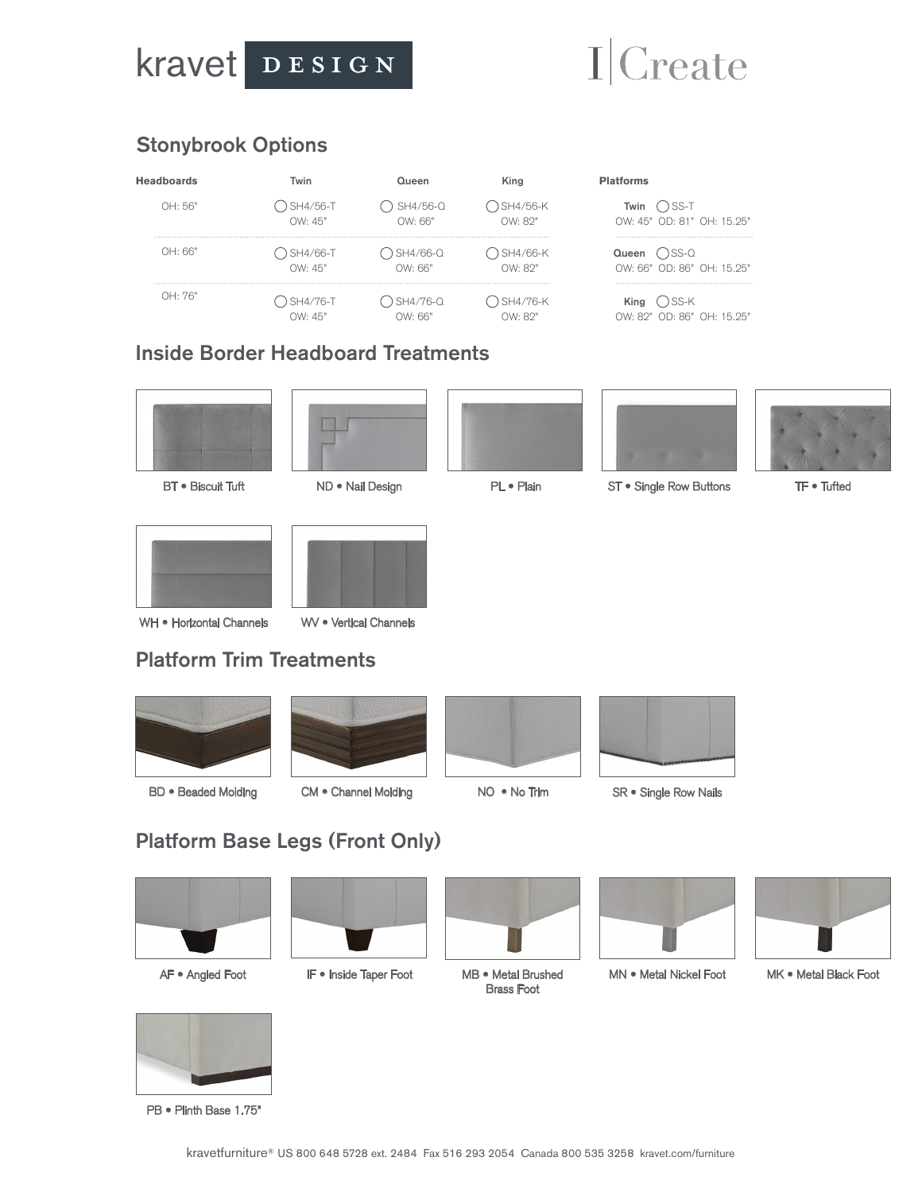kravet DESIGN

I|Create

## Stonybrook Options

| Headboards | Twin | Queen | King |
|---|---|---|---|
| OH: 56" | ◯ SH4/56-T OW: 45" | ◯ SH4/56-Q OW: 66" | ◯ SH4/56-K OW: 82" |
| OH: 66" | ◯ SH4/66-T OW: 45" | ◯ SH4/66-Q OW: 66" | ◯ SH4/66-K OW: 82" |
| OH: 76" | ◯ SH4/76-T OW: 45" | ◯ SH4/76-Q OW: 66" | ◯ SH4/76-K OW: 82" |

| Platforms | |
|---|---|
| Twin | ◯ SS-T OW: 45" OD: 81" OH: 15.25" |
| Queen | ◯ SS-Q OW: 66" OD: 86" OH: 15.25" |
| King | ◯ SS-K OW: 82" OD: 86" OH: 15.25" |

## Inside Border Headboard Treatments

BT • Biscuit Tuft

ND • Nail Design

PL • Plain

ST • Single Row Buttons

TF • Tufted

WH • Horizontal Channels

WV • Vertical Channels

## Platform Trim Treatments

BD • Beaded Molding

CM • Channel Molding

NO • No Trim

SR • Single Row Nails

## Platform Base Legs (Front Only)

AF • Angled Foot

IF • Inside Taper Foot

MB • Metal Brushed Brass Foot

MN • Metal Nickel Foot

MK • Metal Black Foot

PB • Plinth Base 1.75"

kravetfurniture® US 800 648 5728 ext. 2484 Fax 516 293 2054 Canada 800 535 3258 kravet.com/furniture